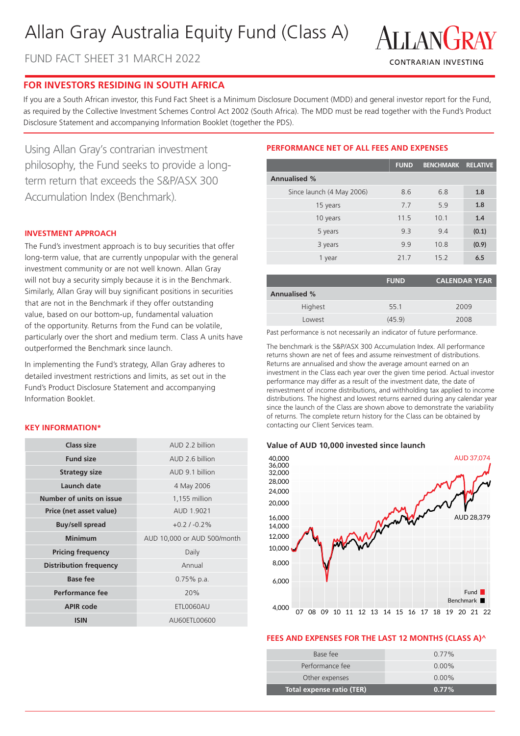# Allan Gray Australia Equity Fund (Class A)

FUND FACT SHEET 31 MARCH 2022

ALLANGRAY
CONTRARIAN INVESTING

## FOR INVESTORS RESIDING IN SOUTH AFRICA

If you are a South African investor, this Fund Fact Sheet is a Minimum Disclosure Document (MDD) and general investor report for the Fund, as required by the Collective Investment Schemes Control Act 2002 (South Africa). The MDD must be read together with the Fund's Product Disclosure Statement and accompanying Information Booklet (together the PDS).

Using Allan Gray's contrarian investment philosophy, the Fund seeks to provide a long-term return that exceeds the S&P/ASX 300 Accumulation Index (Benchmark).

### INVESTMENT APPROACH

The Fund's investment approach is to buy securities that offer long-term value, that are currently unpopular with the general investment community or are not well known. Allan Gray will not buy a security simply because it is in the Benchmark. Similarly, Allan Gray will buy significant positions in securities that are not in the Benchmark if they offer outstanding value, based on our bottom-up, fundamental valuation of the opportunity. Returns from the Fund can be volatile, particularly over the short and medium term. Class A units have outperformed the Benchmark since launch.

In implementing the Fund's strategy, Allan Gray adheres to detailed investment restrictions and limits, as set out in the Fund's Product Disclosure Statement and accompanying Information Booklet.

### KEY INFORMATION*

| | |
|---|---|
| **Class size** | AUD 2.2 billion |
| **Fund size** | AUD 2.6 billion |
| **Strategy size** | AUD 9.1 billion |
| **Launch date** | 4 May 2006 |
| **Number of units on issue** | 1,155 million |
| **Price (net asset value)** | AUD 1.9021 |
| **Buy/sell spread** | +0.2 / -0.2% |
| **Minimum** | AUD 10,000 or AUD 500/month |
| **Pricing frequency** | Daily |
| **Distribution frequency** | Annual |
| **Base fee** | 0.75% p.a. |
| **Performance fee** | 20% |
| **APIR code** | ETL0060AU |
| **ISIN** | AU60ETL00600 |

### PERFORMANCE NET OF ALL FEES AND EXPENSES

| | FUND | BENCHMARK | RELATIVE |
|---|---|---|---|
| **Annualised %** | | | |
| Since launch (4 May 2006) | 8.6 | 6.8 | **1.8** |
| 15 years | 7.7 | 5.9 | **1.8** |
| 10 years | 11.5 | 10.1 | **1.4** |
| 5 years | 9.3 | 9.4 | **(0.1)** |
| 3 years | 9.9 | 10.8 | **(0.9)** |
| 1 year | 21.7 | 15.2 | **6.5** |

| | FUND | CALENDAR YEAR |
|---|---|---|
| **Annualised %** | | |
| Highest | 55.1 | 2009 |
| Lowest | (45.9) | 2008 |

Past performance is not necessarily an indicator of future performance.

The benchmark is the S&P/ASX 300 Accumulation Index. All performance returns shown are net of fees and assume reinvestment of distributions. Returns are annualised and show the average amount earned on an investment in the Class each year over the given time period. Actual investor performance may differ as a result of the investment date, the date of reinvestment of income distributions, and withholding tax applied to income distributions. The highest and lowest returns earned during any calendar year since the launch of the Class are shown above to demonstrate the variability of returns. The complete return history for the Class can be obtained by contacting our Client Services team.

**Value of AUD 10,000 invested since launch**

Fund: AUD 37,074; Benchmark: AUD 28,379

### FEES AND EXPENSES FOR THE LAST 12 MONTHS (CLASS A)^

| | |
|---|---|
| Base fee | 0.77% |
| Performance fee | 0.00% |
| Other expenses | 0.00% |
| **Total expense ratio (TER)** | **0.77%** |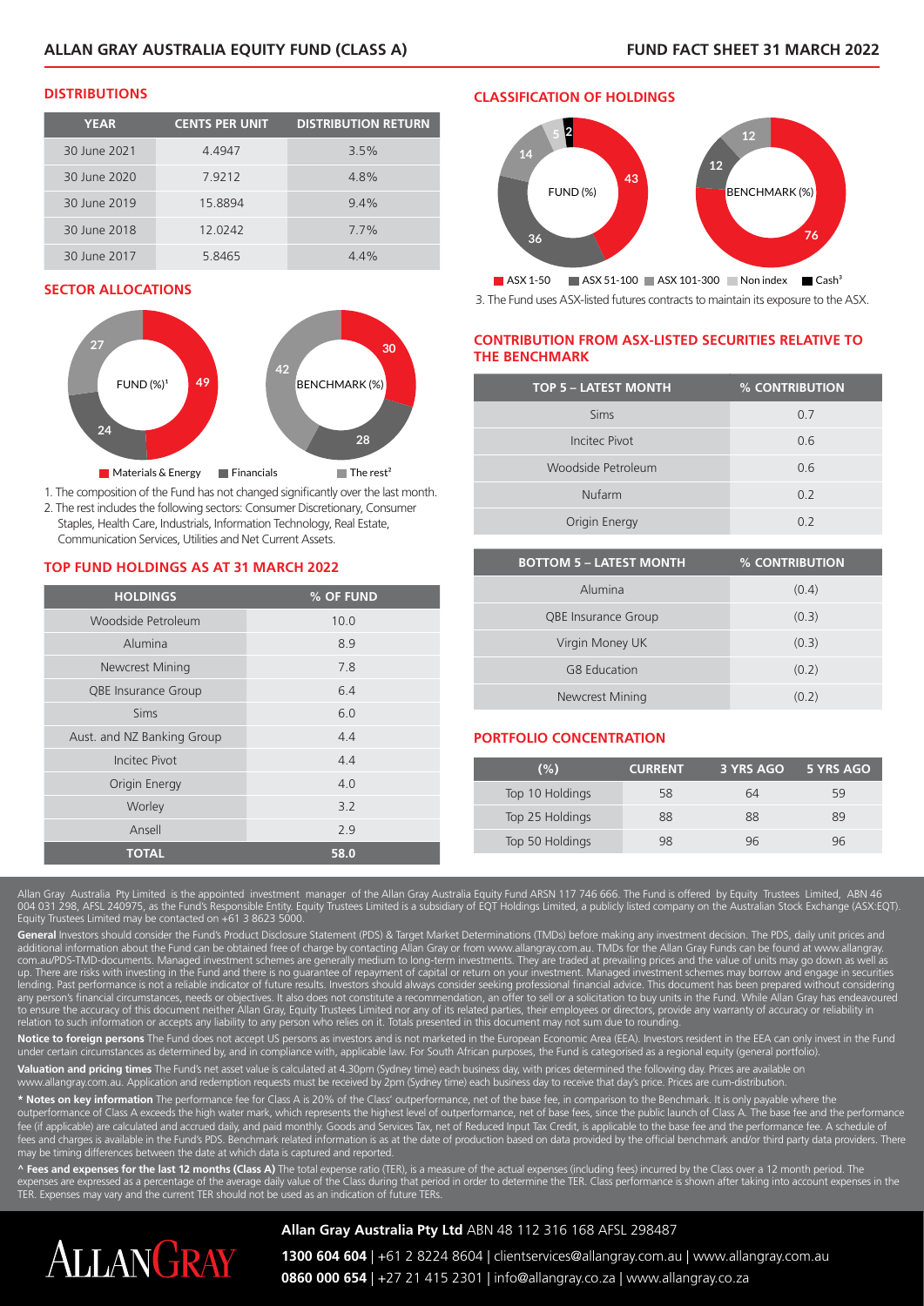## DISTRIBUTIONS

| YEAR | CENTS PER UNIT | DISTRIBUTION RETURN |
|---|---|---|
| 30 June 2021 | 4.4947 | 3.5% |
| 30 June 2020 | 7.9212 | 4.8% |
| 30 June 2019 | 15.8894 | 9.4% |
| 30 June 2018 | 12.0242 | 7.7% |
| 30 June 2017 | 5.8465 | 4.4% |

## SECTOR ALLOCATIONS

FUND (%)[1]
49
24
27

BENCHMARK (%)
30
28
42

Materials & Energy | Financials | The rest[2]

1. The composition of the Fund has not changed significantly over the last month.
2. The rest includes the following sectors: Consumer Discretionary, Consumer Staples, Health Care, Industrials, Information Technology, Real Estate, Communication Services, Utilities and Net Current Assets.

## TOP FUND HOLDINGS AS AT 31 MARCH 2022

| HOLDINGS | % OF FUND |
|---|---|
| Woodside Petroleum | 10.0 |
| Alumina | 8.9 |
| Newcrest Mining | 7.8 |
| QBE Insurance Group | 6.4 |
| Sims | 6.0 |
| Aust. and NZ Banking Group | 4.4 |
| Incitec Pivot | 4.4 |
| Origin Energy | 4.0 |
| Worley | 3.2 |
| Ansell | 2.9 |
| **TOTAL** | **58.0** |

## CLASSIFICATION OF HOLDINGS

FUND (%)
43
36
14
5
2

BENCHMARK (%)
76
12
12

ASX 1-50 | ASX 51-100 | ASX 101-300 | Non index | Cash[3]

3. The Fund uses ASX-listed futures contracts to maintain its exposure to the ASX.

## CONTRIBUTION FROM ASX-LISTED SECURITIES RELATIVE TO THE BENCHMARK

| TOP 5 – LATEST MONTH | % CONTRIBUTION |
|---|---|
| Sims | 0.7 |
| Incitec Pivot | 0.6 |
| Woodside Petroleum | 0.6 |
| Nufarm | 0.2 |
| Origin Energy | 0.2 |

| BOTTOM 5 – LATEST MONTH | % CONTRIBUTION |
|---|---|
| Alumina | (0.4) |
| QBE Insurance Group | (0.3) |
| Virgin Money UK | (0.3) |
| G8 Education | (0.2) |
| Newcrest Mining | (0.2) |

## PORTFOLIO CONCENTRATION

| (%) | CURRENT | 3 YRS AGO | 5 YRS AGO |
|---|---|---|---|
| Top 10 Holdings | 58 | 64 | 59 |
| Top 25 Holdings | 88 | 88 | 89 |
| Top 50 Holdings | 98 | 96 | 96 |

Allan Gray Australia Pty Limited is the appointed investment manager of the Allan Gray Australia Equity Fund ARSN 117 746 666. The Fund is offered by Equity Trustees Limited, ABN 46 004 031 298, AFSL 240975, as the Fund's Responsible Entity. Equity Trustees Limited is a subsidiary of EQT Holdings Limited, a publicly listed company on the Australian Stock Exchange (ASX:EQT). Equity Trustees Limited may be contacted on +61 3 8623 5000.

**General** Investors should consider the Fund's Product Disclosure Statement (PDS) & Target Market Determinations (TMDs) before making any investment decision. The PDS, daily unit prices and additional information about the Fund can be obtained free of charge by contacting Allan Gray or from www.allangray.com.au. TMDs for the Allan Gray Funds can be found at www.allangray.com.au/PDS-TMD-documents. Managed investment schemes are generally medium to long-term investments. They are traded at prevailing prices and the value of units may go down as well as up. There are risks with investing in the Fund and there is no guarantee of repayment of capital or return on your investment. Managed investment schemes may borrow and engage in securities lending. Past performance is not a reliable indicator of future results. Investors should always consider seeking professional financial advice. This document has been prepared without considering any person's financial circumstances, needs or objectives. It also does not constitute a recommendation, an offer to sell or a solicitation to buy units in the Fund. While Allan Gray has endeavoured to ensure the accuracy of this document neither Allan Gray, Equity Trustees Limited nor any of its related parties, their employees or directors, provide any warranty of accuracy or reliability in relation to such information or accepts any liability to any person who relies on it. Totals presented in this document may not sum due to rounding.

**Notice to foreign persons** The Fund does not accept US persons as investors and is not marketed in the European Economic Area (EEA). Investors resident in the EEA can only invest in the Fund under certain circumstances as determined by, and in compliance with, applicable law. For South African purposes, the Fund is categorised as a regional equity (general portfolio).

**Valuation and pricing times** The Fund's net asset value is calculated at 4.30pm (Sydney time) each business day, with prices determined the following day. Prices are available on www.allangray.com.au. Application and redemption requests must be received by 2pm (Sydney time) each business day to receive that day's price. Prices are cum-distribution.

**\* Notes on key information** The performance fee for Class A is 20% of the Class' outperformance, net of the base fee, in comparison to the Benchmark. It is only payable where the outperformance of Class A exceeds the high water mark, which represents the highest level of outperformance, net of base fees, since the public launch of Class A. The base fee and the performance fee (if applicable) are calculated and accrued daily, and paid monthly. Goods and Services Tax, net of Reduced Input Tax Credit, is applicable to the base fee and the performance fee. A schedule of fees and charges is available in the Fund's PDS. Benchmark related information is as at the date of production based on data provided by the official benchmark and/or third party data providers. There may be timing differences between the date at which data is captured and reported.

**^ Fees and expenses for the last 12 months (Class A)** The total expense ratio (TER), is a measure of the actual expenses (including fees) incurred by the Class over a 12 month period. The expenses are expressed as a percentage of the average daily value of the Class during that period in order to determine the TER. Class performance is shown after taking into account expenses in the TER. Expenses may vary and the current TER should not be used as an indication of future TERs.

ALLANGRAY

**Allan Gray Australia Pty Ltd** ABN 48 112 316 168 AFSL 298487

**1300 604 604** | +61 2 8224 8604 | clientservices@allangray.com.au | www.allangray.com.au
**0860 000 654** | +27 21 415 2301 | info@allangray.co.za | www.allangray.co.za